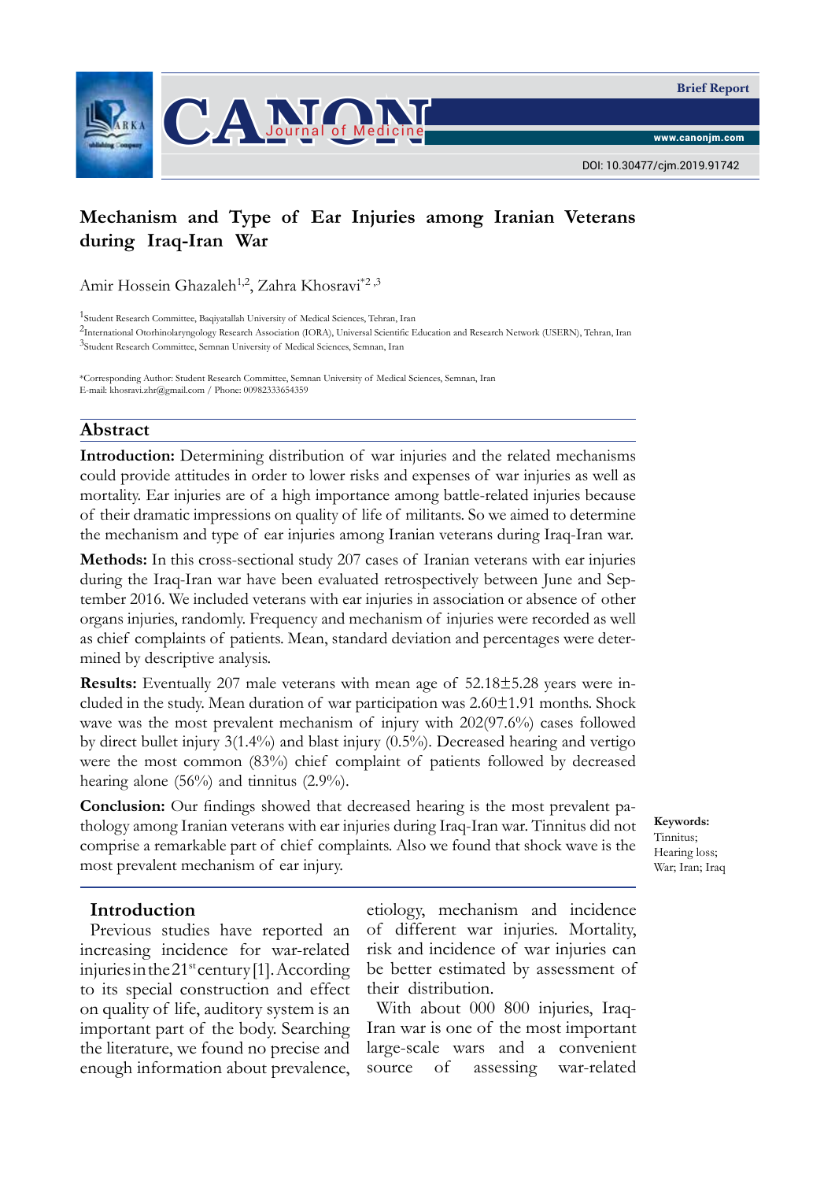Brief Report

DOI: 10.30477/cjm.2019.91742

# Mechanism and Type of Ear Injuries among Iranian Veterans during Iraq-Iran War

Amir Hossein Ghazaleh[1,2], Zahra Khosravi*[2,3]

[1]Student Research Committee, Baqiyatallah University of Medical Sciences, Tehran, Iran

[2]International Otorhinolaryngology Research Association (IORA), Universal Scientific Education and Research Network (USERN), Tehran, Iran

[3]Student Research Committee, Semnan University of Medical Sciences, Semnan, Iran

*Corresponding Author: Student Research Committee, Semnan University of Medical Sciences, Semnan, Iran
E-mail: khosravi.zhr@gmail.com / Phone: 00982333654359

## Abstract

**Introduction:** Determining distribution of war injuries and the related mechanisms could provide attitudes in order to lower risks and expenses of war injuries as well as mortality. Ear injuries are of a high importance among battle-related injuries because of their dramatic impressions on quality of life of militants. So we aimed to determine the mechanism and type of ear injuries among Iranian veterans during Iraq-Iran war.

**Methods:** In this cross-sectional study 207 cases of Iranian veterans with ear injuries during the Iraq-Iran war have been evaluated retrospectively between June and September 2016. We included veterans with ear injuries in association or absence of other organs injuries, randomly. Frequency and mechanism of injuries were recorded as well as chief complaints of patients. Mean, standard deviation and percentages were determined by descriptive analysis.

**Results:** Eventually 207 male veterans with mean age of 52.18±5.28 years were included in the study. Mean duration of war participation was 2.60±1.91 months. Shock wave was the most prevalent mechanism of injury with 202(97.6%) cases followed by direct bullet injury 3(1.4%) and blast injury (0.5%). Decreased hearing and vertigo were the most common (83%) chief complaint of patients followed by decreased hearing alone (56%) and tinnitus (2.9%).

**Conclusion:** Our findings showed that decreased hearing is the most prevalent pathology among Iranian veterans with ear injuries during Iraq-Iran war. Tinnitus did not comprise a remarkable part of chief complaints. Also we found that shock wave is the most prevalent mechanism of ear injury.

**Keywords:** Tinnitus; Hearing loss; War; Iran; Iraq

## Introduction

Previous studies have reported an increasing incidence for war-related injuries in the 21st century [1]. According to its special construction and effect on quality of life, auditory system is an important part of the body. Searching the literature, we found no precise and enough information about prevalence, etiology, mechanism and incidence of different war injuries. Mortality, risk and incidence of war injuries can be better estimated by assessment of their distribution.

With about 000 800 injuries, Iraq-Iran war is one of the most important large-scale wars and a convenient source of assessing war-related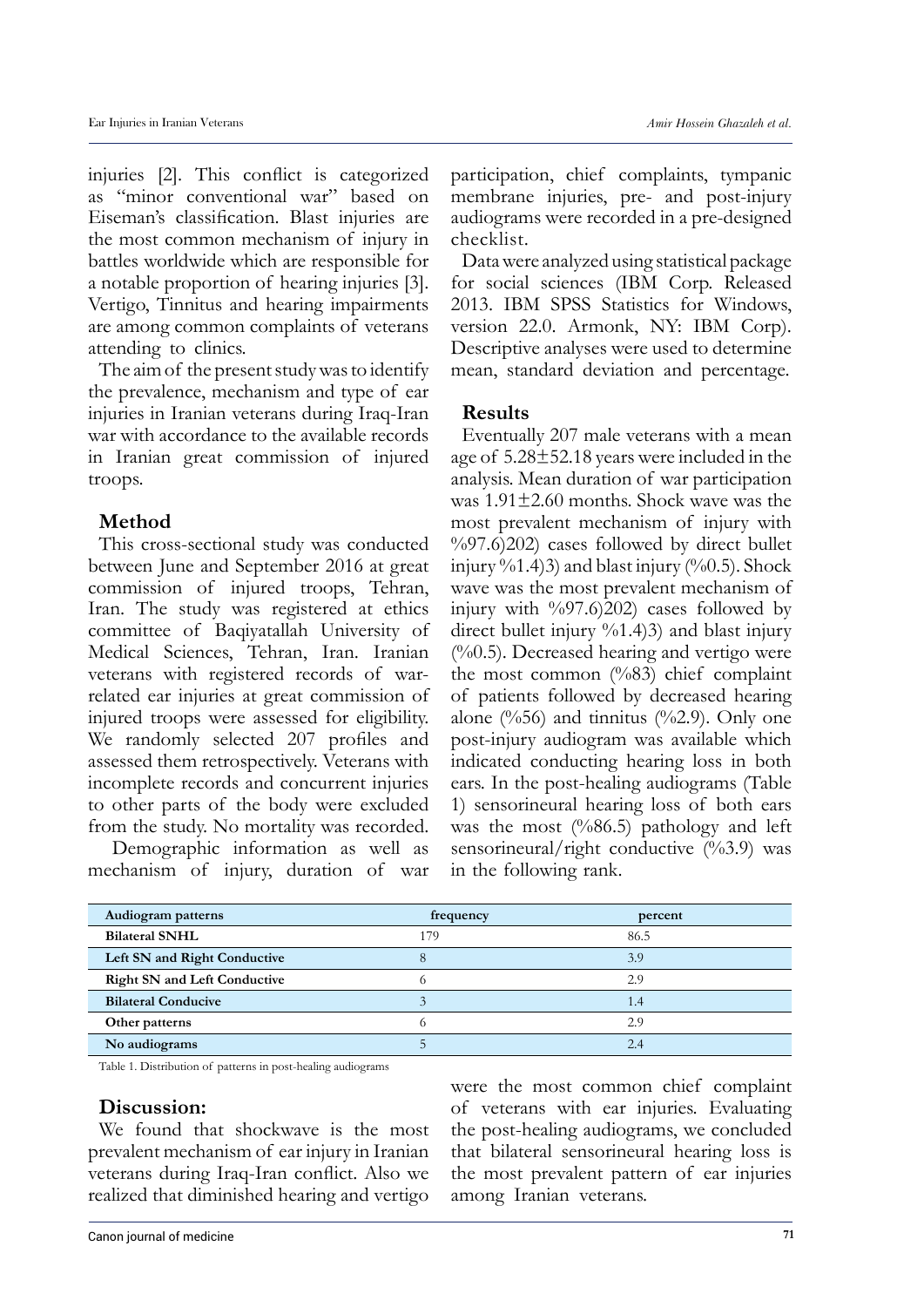injuries [2]. This conflict is categorized as "minor conventional war" based on Eiseman's classification. Blast injuries are the most common mechanism of injury in battles worldwide which are responsible for a notable proportion of hearing injuries [3]. Vertigo, Tinnitus and hearing impairments are among common complaints of veterans attending to clinics.

The aim of the present study was to identify the prevalence, mechanism and type of ear injuries in Iranian veterans during Iraq-Iran war with accordance to the available records in Iranian great commission of injured troops.

## Method

This cross-sectional study was conducted between June and September 2016 at great commission of injured troops, Tehran, Iran. The study was registered at ethics committee of Baqiyatallah University of Medical Sciences, Tehran, Iran. Iranian veterans with registered records of war-related ear injuries at great commission of injured troops were assessed for eligibility. We randomly selected 207 profiles and assessed them retrospectively. Veterans with incomplete records and concurrent injuries to other parts of the body were excluded from the study. No mortality was recorded.

Demographic information as well as mechanism of injury, duration of war participation, chief complaints, tympanic membrane injuries, pre- and post-injury audiograms were recorded in a pre-designed checklist.

Data were analyzed using statistical package for social sciences (IBM Corp. Released 2013. IBM SPSS Statistics for Windows, version 22.0. Armonk, NY: IBM Corp). Descriptive analyses were used to determine mean, standard deviation and percentage.

## Results

Eventually 207 male veterans with a mean age of 5.28±52.18 years were included in the analysis. Mean duration of war participation was 1.91±2.60 months. Shock wave was the most prevalent mechanism of injury with %97.6)202) cases followed by direct bullet injury %1.4)3) and blast injury (%0.5). Shock wave was the most prevalent mechanism of injury with %97.6)202) cases followed by direct bullet injury %1.4)3) and blast injury (%0.5). Decreased hearing and vertigo were the most common (%83) chief complaint of patients followed by decreased hearing alone (%56) and tinnitus (%2.9). Only one post-injury audiogram was available which indicated conducting hearing loss in both ears. In the post-healing audiograms (Table 1) sensorineural hearing loss of both ears was the most (%86.5) pathology and left sensorineural/right conductive (%3.9) was in the following rank.

| Audiogram patterns | frequency | percent |
|---|---|---|
| **Bilateral SNHL** | 179 | 86.5 |
| **Left SN and Right Conductive** | 8 | 3.9 |
| **Right SN and Left Conductive** | 6 | 2.9 |
| **Bilateral Conducive** | 3 | 1.4 |
| **Other patterns** | 6 | 2.9 |
| **No audiograms** | 5 | 2.4 |

Table 1. Distribution of patterns in post-healing audiograms

## Discussion:

We found that shockwave is the most prevalent mechanism of ear injury in Iranian veterans during Iraq-Iran conflict. Also we realized that diminished hearing and vertigo were the most common chief complaint of veterans with ear injuries. Evaluating the post-healing audiograms, we concluded that bilateral sensorineural hearing loss is the most prevalent pattern of ear injuries among Iranian veterans.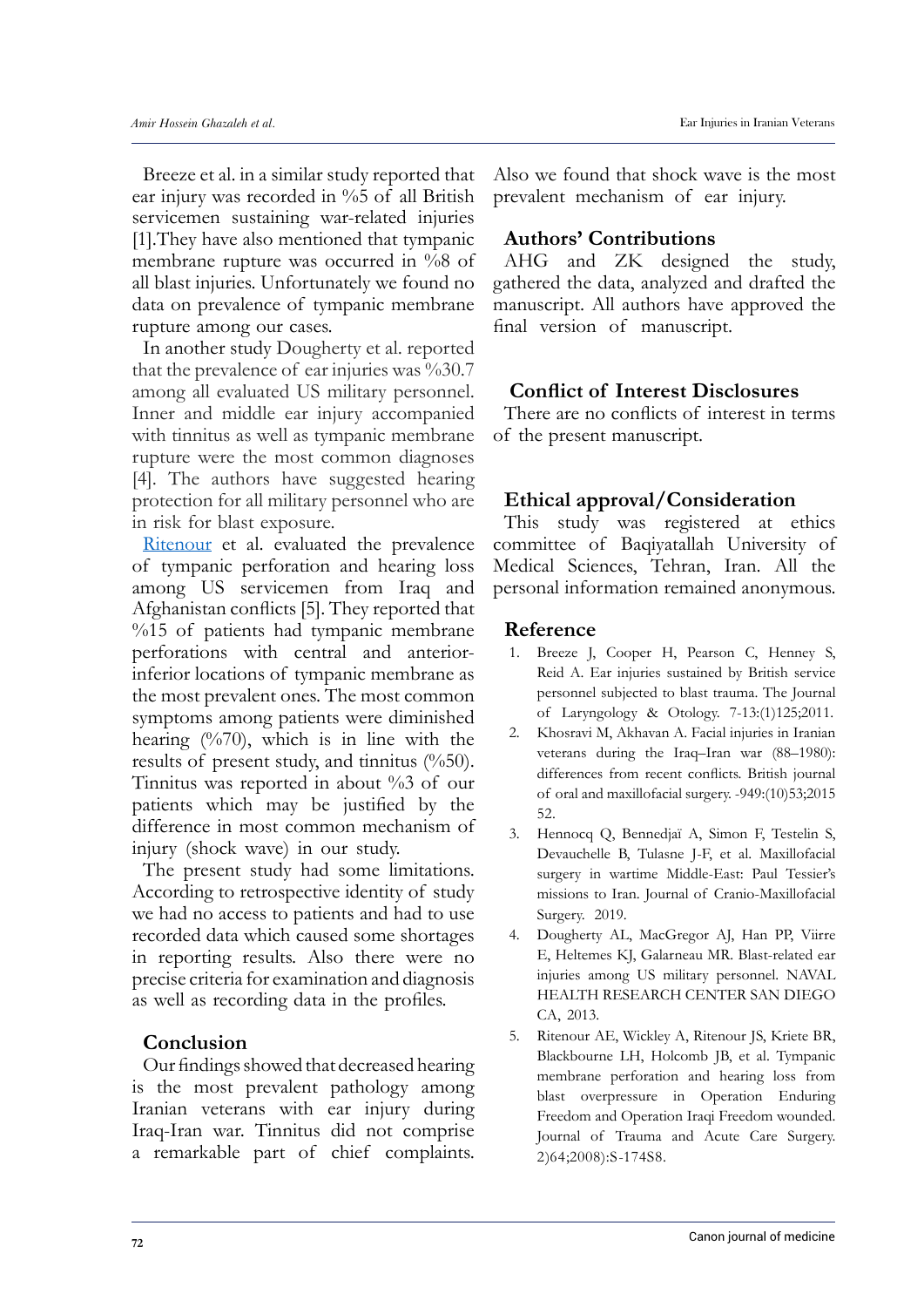Breeze et al. in a similar study reported that ear injury was recorded in %5 of all British servicemen sustaining war-related injuries [1].They have also mentioned that tympanic membrane rupture was occurred in %8 of all blast injuries. Unfortunately we found no data on prevalence of tympanic membrane rupture among our cases.

In another study Dougherty et al. reported that the prevalence of ear injuries was %30.7 among all evaluated US military personnel. Inner and middle ear injury accompanied with tinnitus as well as tympanic membrane rupture were the most common diagnoses [4]. The authors have suggested hearing protection for all military personnel who are in risk for blast exposure.

Ritenour et al. evaluated the prevalence of tympanic perforation and hearing loss among US servicemen from Iraq and Afghanistan conflicts [5]. They reported that %15 of patients had tympanic membrane perforations with central and anterior-inferior locations of tympanic membrane as the most prevalent ones. The most common symptoms among patients were diminished hearing (%70), which is in line with the results of present study, and tinnitus (%50). Tinnitus was reported in about %3 of our patients which may be justified by the difference in most common mechanism of injury (shock wave) in our study.

The present study had some limitations. According to retrospective identity of study we had no access to patients and had to use recorded data which caused some shortages in reporting results. Also there were no precise criteria for examination and diagnosis as well as recording data in the profiles.

## Conclusion

Our findings showed that decreased hearing is the most prevalent pathology among Iranian veterans with ear injury during Iraq-Iran war. Tinnitus did not comprise a remarkable part of chief complaints. Also we found that shock wave is the most prevalent mechanism of ear injury.

## Authors' Contributions

AHG and ZK designed the study, gathered the data, analyzed and drafted the manuscript. All authors have approved the final version of manuscript.

## Conflict of Interest Disclosures

There are no conflicts of interest in terms of the present manuscript.

## Ethical approval/Consideration

This study was registered at ethics committee of Baqiyatallah University of Medical Sciences, Tehran, Iran. All the personal information remained anonymous.

## Reference

1. Breeze J, Cooper H, Pearson C, Henney S, Reid A. Ear injuries sustained by British service personnel subjected to blast trauma. The Journal of Laryngology & Otology. 7-13:(1)125;2011.
2. Khosravi M, Akhavan A. Facial injuries in Iranian veterans during the Iraq–Iran war (88–1980): differences from recent conflicts. British journal of oral and maxillofacial surgery. -949:(10)53;2015 52.
3. Hennocq Q, Bennedjaï A, Simon F, Testelin S, Devauchelle B, Tulasne J-F, et al. Maxillofacial surgery in wartime Middle-East: Paul Tessier's missions to Iran. Journal of Cranio-Maxillofacial Surgery. 2019.
4. Dougherty AL, MacGregor AJ, Han PP, Viirre E, Heltemes KJ, Galarneau MR. Blast-related ear injuries among US military personnel. NAVAL HEALTH RESEARCH CENTER SAN DIEGO CA, 2013.
5. Ritenour AE, Wickley A, Ritenour JS, Kriete BR, Blackbourne LH, Holcomb JB, et al. Tympanic membrane perforation and hearing loss from blast overpressure in Operation Enduring Freedom and Operation Iraqi Freedom wounded. Journal of Trauma and Acute Care Surgery. 2)64;2008):S-174S8.